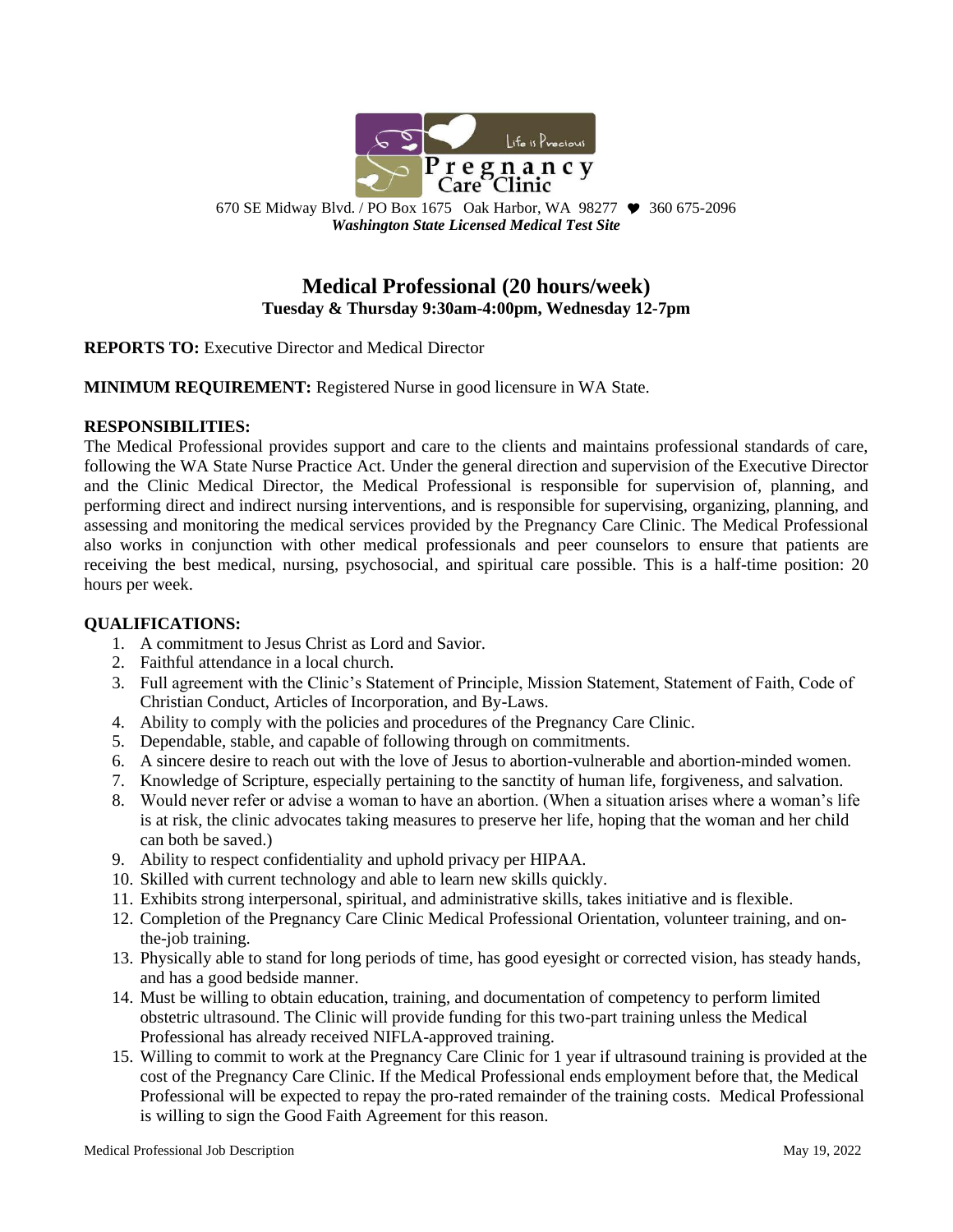Life is Precious

**Pregnancy Care Clinic**

670 SE Midway Blvd. / PO Box 1675 Oak Harbor, WA 98277 ♥ 360 675-2096

***Washington State Licensed Medical Test Site***

## Medical Professional (20 hours/week)

**Tuesday & Thursday 9:30am-4:00pm, Wednesday 12-7pm**

**REPORTS TO:** Executive Director and Medical Director

**MINIMUM REQUIREMENT:** Registered Nurse in good licensure in WA State.

**RESPONSIBILITIES:**

The Medical Professional provides support and care to the clients and maintains professional standards of care, following the WA State Nurse Practice Act. Under the general direction and supervision of the Executive Director and the Clinic Medical Director, the Medical Professional is responsible for supervision of, planning, and performing direct and indirect nursing interventions, and is responsible for supervising, organizing, planning, and assessing and monitoring the medical services provided by the Pregnancy Care Clinic. The Medical Professional also works in conjunction with other medical professionals and peer counselors to ensure that patients are receiving the best medical, nursing, psychosocial, and spiritual care possible. This is a half-time position: 20 hours per week.

**QUALIFICATIONS:**

1. A commitment to Jesus Christ as Lord and Savior.
2. Faithful attendance in a local church.
3. Full agreement with the Clinic's Statement of Principle, Mission Statement, Statement of Faith, Code of Christian Conduct, Articles of Incorporation, and By-Laws.
4. Ability to comply with the policies and procedures of the Pregnancy Care Clinic.
5. Dependable, stable, and capable of following through on commitments.
6. A sincere desire to reach out with the love of Jesus to abortion-vulnerable and abortion-minded women.
7. Knowledge of Scripture, especially pertaining to the sanctity of human life, forgiveness, and salvation.
8. Would never refer or advise a woman to have an abortion. (When a situation arises where a woman's life is at risk, the clinic advocates taking measures to preserve her life, hoping that the woman and her child can both be saved.)
9. Ability to respect confidentiality and uphold privacy per HIPAA.
10. Skilled with current technology and able to learn new skills quickly.
11. Exhibits strong interpersonal, spiritual, and administrative skills, takes initiative and is flexible.
12. Completion of the Pregnancy Care Clinic Medical Professional Orientation, volunteer training, and on-the-job training.
13. Physically able to stand for long periods of time, has good eyesight or corrected vision, has steady hands, and has a good bedside manner.
14. Must be willing to obtain education, training, and documentation of competency to perform limited obstetric ultrasound. The Clinic will provide funding for this two-part training unless the Medical Professional has already received NIFLA-approved training.
15. Willing to commit to work at the Pregnancy Care Clinic for 1 year if ultrasound training is provided at the cost of the Pregnancy Care Clinic. If the Medical Professional ends employment before that, the Medical Professional will be expected to repay the pro-rated remainder of the training costs. Medical Professional is willing to sign the Good Faith Agreement for this reason.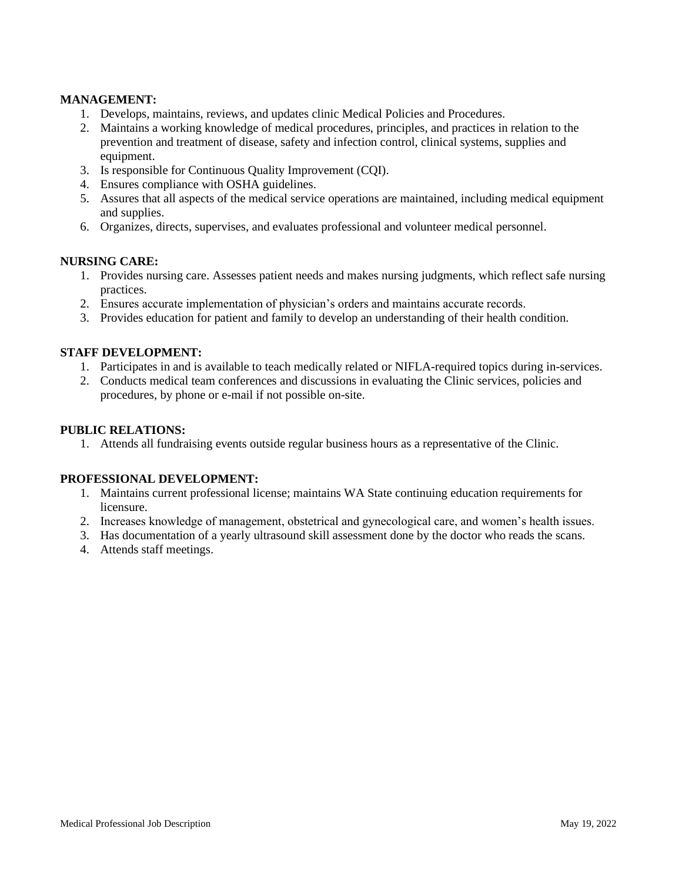**MANAGEMENT:**

1. Develops, maintains, reviews, and updates clinic Medical Policies and Procedures.
2. Maintains a working knowledge of medical procedures, principles, and practices in relation to the prevention and treatment of disease, safety and infection control, clinical systems, supplies and equipment.
3. Is responsible for Continuous Quality Improvement (CQI).
4. Ensures compliance with OSHA guidelines.
5. Assures that all aspects of the medical service operations are maintained, including medical equipment and supplies.
6. Organizes, directs, supervises, and evaluates professional and volunteer medical personnel.

**NURSING CARE:**

1. Provides nursing care. Assesses patient needs and makes nursing judgments, which reflect safe nursing practices.
2. Ensures accurate implementation of physician's orders and maintains accurate records.
3. Provides education for patient and family to develop an understanding of their health condition.

**STAFF DEVELOPMENT:**

1. Participates in and is available to teach medically related or NIFLA-required topics during in-services.
2. Conducts medical team conferences and discussions in evaluating the Clinic services, policies and procedures, by phone or e-mail if not possible on-site.

**PUBLIC RELATIONS:**

1. Attends all fundraising events outside regular business hours as a representative of the Clinic.

**PROFESSIONAL DEVELOPMENT:**

1. Maintains current professional license; maintains WA State continuing education requirements for licensure.
2. Increases knowledge of management, obstetrical and gynecological care, and women's health issues.
3. Has documentation of a yearly ultrasound skill assessment done by the doctor who reads the scans.
4. Attends staff meetings.